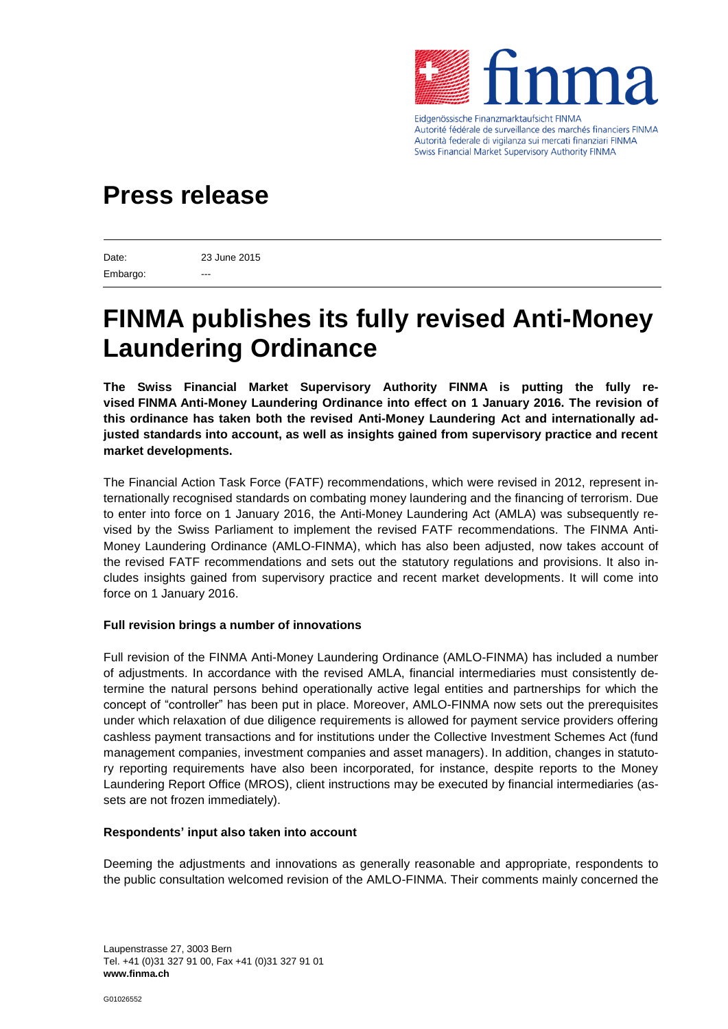Eidgenössische Finanzmarktaufsicht FINMA
Autorité fédérale de surveillance des marchés financiers FINMA
Autorità federale di vigilanza sui mercati finanziari FINMA
Swiss Financial Market Supervisory Authority FINMA

# Press release

Date: 23 June 2015
Embargo: ---

# FINMA publishes its fully revised Anti-Money Laundering Ordinance

**The Swiss Financial Market Supervisory Authority FINMA is putting the fully revised FINMA Anti-Money Laundering Ordinance into effect on 1 January 2016. The revision of this ordinance has taken both the revised Anti-Money Laundering Act and internationally adjusted standards into account, as well as insights gained from supervisory practice and recent market developments.**

The Financial Action Task Force (FATF) recommendations, which were revised in 2012, represent internationally recognised standards on combating money laundering and the financing of terrorism. Due to enter into force on 1 January 2016, the Anti-Money Laundering Act (AMLA) was subsequently revised by the Swiss Parliament to implement the revised FATF recommendations. The FINMA Anti-Money Laundering Ordinance (AMLO-FINMA), which has also been adjusted, now takes account of the revised FATF recommendations and sets out the statutory regulations and provisions. It also includes insights gained from supervisory practice and recent market developments. It will come into force on 1 January 2016.

**Full revision brings a number of innovations**

Full revision of the FINMA Anti-Money Laundering Ordinance (AMLO-FINMA) has included a number of adjustments. In accordance with the revised AMLA, financial intermediaries must consistently determine the natural persons behind operationally active legal entities and partnerships for which the concept of "controller" has been put in place. Moreover, AMLO-FINMA now sets out the prerequisites under which relaxation of due diligence requirements is allowed for payment service providers offering cashless payment transactions and for institutions under the Collective Investment Schemes Act (fund management companies, investment companies and asset managers). In addition, changes in statutory reporting requirements have also been incorporated, for instance, despite reports to the Money Laundering Report Office (MROS), client instructions may be executed by financial intermediaries (assets are not frozen immediately).

**Respondents' input also taken into account**

Deeming the adjustments and innovations as generally reasonable and appropriate, respondents to the public consultation welcomed revision of the AMLO-FINMA. Their comments mainly concerned the

Laupenstrasse 27, 3003 Bern
Tel. +41 (0)31 327 91 00, Fax +41 (0)31 327 91 01
**www.finma.ch**

G01026552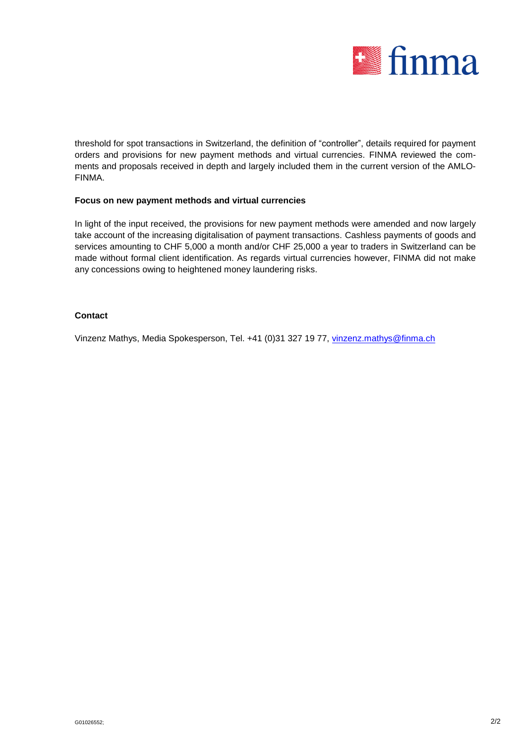threshold for spot transactions in Switzerland, the definition of "controller", details required for payment orders and provisions for new payment methods and virtual currencies. FINMA reviewed the comments and proposals received in depth and largely included them in the current version of the AMLO-FINMA.

**Focus on new payment methods and virtual currencies**

In light of the input received, the provisions for new payment methods were amended and now largely take account of the increasing digitalisation of payment transactions. Cashless payments of goods and services amounting to CHF 5,000 a month and/or CHF 25,000 a year to traders in Switzerland can be made without formal client identification. As regards virtual currencies however, FINMA did not make any concessions owing to heightened money laundering risks.

**Contact**

Vinzenz Mathys, Media Spokesperson, Tel. +41 (0)31 327 19 77, vinzenz.mathys@finma.ch